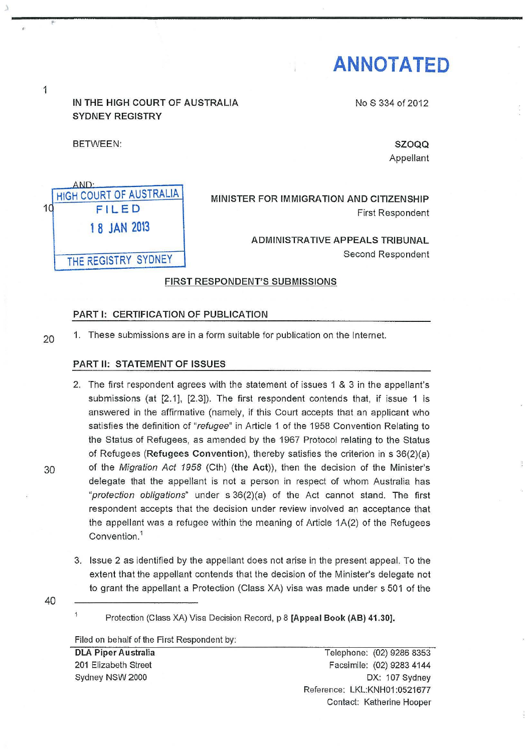**ANNOTATED**

IN THE HIGH COURT OF AUSTRALIA
SYDNEY REGISTRY

No S 334 of 2012

BETWEEN:

**SZOQQ**
Appellant

AND:

HIGH COURT OF AUSTRALIA
FILED
18 JAN 2013
THE REGISTRY SYDNEY

MINISTER FOR IMMIGRATION AND CITIZENSHIP
First Respondent

ADMINISTRATIVE APPEALS TRIBUNAL
Second Respondent

## FIRST RESPONDENT'S SUBMISSIONS

### PART I: CERTIFICATION OF PUBLICATION

1. These submissions are in a form suitable for publication on the Internet.

### PART II: STATEMENT OF ISSUES

2. The first respondent agrees with the statement of issues 1 & 3 in the appellant's submissions (at [2.1], [2.3]). The first respondent contends that, if issue 1 is answered in the affirmative (namely, if this Court accepts that an applicant who satisfies the definition of "*refugee*" in Article 1 of the 1958 Convention Relating to the Status of Refugees, as amended by the 1967 Protocol relating to the Status of Refugees (**Refugees Convention**), thereby satisfies the criterion in s 36(2)(a) of the *Migration Act 1958* (Cth) (**the Act**)), then the decision of the Minister's delegate that the appellant is not a person in respect of whom Australia has "*protection obligations*" under s 36(2)(a) of the Act cannot stand. The first respondent accepts that the decision under review involved an acceptance that the appellant was a refugee within the meaning of Article 1A(2) of the Refugees Convention.[1]

3. Issue 2 as identified by the appellant does not arise in the present appeal. To the extent that the appellant contends that the decision of the Minister's delegate not to grant the appellant a Protection (Class XA) visa was made under s 501 of the

---

[1] Protection (Class XA) Visa Decision Record, p 8 **[Appeal Book (AB) 41.30].**

Filed on behalf of the First Respondent by:
**DLA Piper Australia**
201 Elizabeth Street
Sydney NSW 2000

Telephone: (02) 9286 8353
Facsimile: (02) 9283 4144
DX: 107 Sydney
Reference: LKL:KNH01:0521677
Contact: Katherine Hooper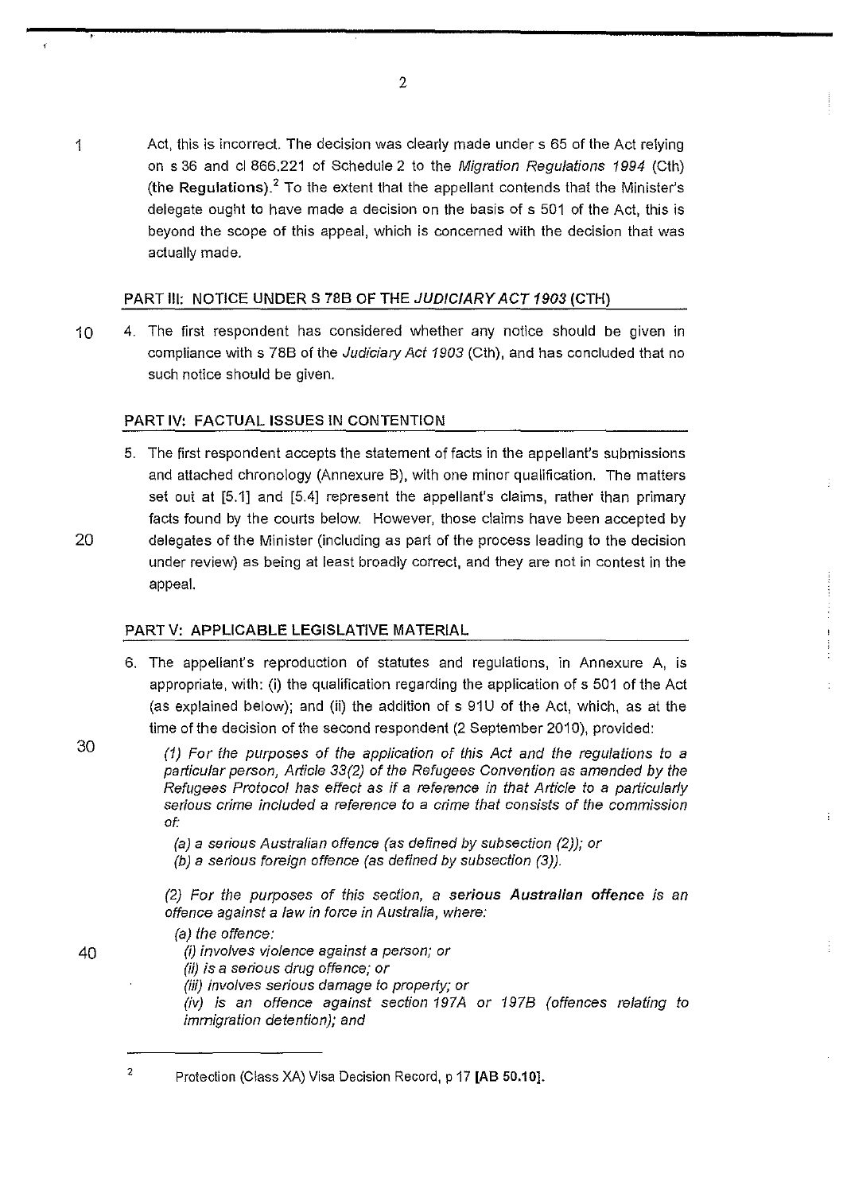Act, this is incorrect. The decision was clearly made under s 65 of the Act relying on s 36 and cl 866.221 of Schedule 2 to the *Migration Regulations 1994* (Cth) (**the Regulations**).[2] To the extent that the appellant contends that the Minister's delegate ought to have made a decision on the basis of s 501 of the Act, this is beyond the scope of this appeal, which is concerned with the decision that was actually made.

## PART III: NOTICE UNDER S 78B OF THE *JUDICIARY ACT 1903* (CTH)

4. The first respondent has considered whether any notice should be given in compliance with s 78B of the *Judiciary Act 1903* (Cth), and has concluded that no such notice should be given.

## PART IV: FACTUAL ISSUES IN CONTENTION

5. The first respondent accepts the statement of facts in the appellant's submissions and attached chronology (Annexure B), with one minor qualification. The matters set out at [5.1] and [5.4] represent the appellant's claims, rather than primary facts found by the courts below. However, those claims have been accepted by delegates of the Minister (including as part of the process leading to the decision under review) as being at least broadly correct, and they are not in contest in the appeal.

## PART V: APPLICABLE LEGISLATIVE MATERIAL

6. The appellant's reproduction of statutes and regulations, in Annexure A, is appropriate, with: (i) the qualification regarding the application of s 501 of the Act (as explained below); and (ii) the addition of s 91U of the Act, which, as at the time of the decision of the second respondent (2 September 2010), provided:

> *(1) For the purposes of the application of this Act and the regulations to a particular person, Article 33(2) of the Refugees Convention as amended by the Refugees Protocol has effect as if a reference in that Article to a particularly serious crime included a reference to a crime that consists of the commission of:*
>
> *(a) a serious Australian offence (as defined by subsection (2)); or*
> *(b) a serious foreign offence (as defined by subsection (3)).*
>
> *(2) For the purposes of this section, a* ***serious Australian offence*** *is an offence against a law in force in Australia, where:*
>
> *(a) the offence:*
> *(i) involves violence against a person; or*
> *(ii) is a serious drug offence; or*
> *(iii) involves serious damage to property; or*
> *(iv) is an offence against section 197A or 197B (offences relating to immigration detention); and*

[2] Protection (Class XA) Visa Decision Record, p 17 **[AB 50.10]**.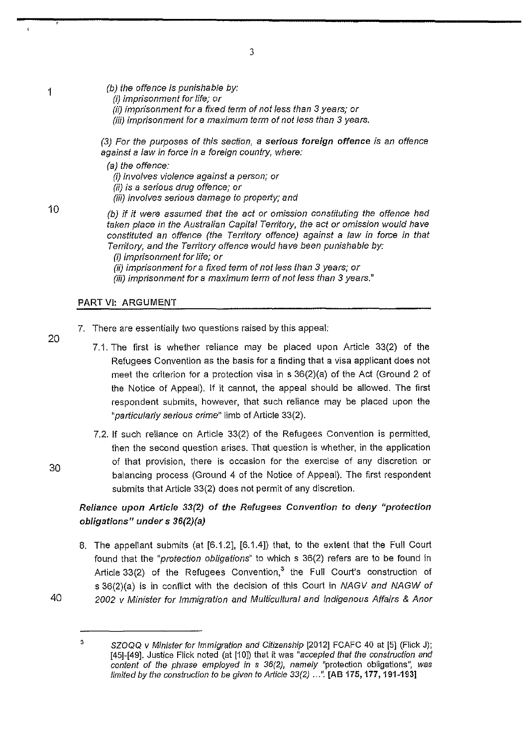*(b) the offence is punishable by:*
*(i) imprisonment for life; or*
*(ii) imprisonment for a fixed term of not less than 3 years; or*
*(iii) imprisonment for a maximum term of not less than 3 years.*

*(3) For the purposes of this section, a* ***serious foreign offence*** *is an offence against a law in force in a foreign country, where:*

*(a) the offence:*
*(i) involves violence against a person; or*
*(ii) is a serious drug offence; or*
*(iii) involves serious damage to property; and*

*(b) if it were assumed that the act or omission constituting the offence had taken place in the Australian Capital Territory, the act or omission would have constituted an offence (the Territory offence) against a law in force in that Territory, and the Territory offence would have been punishable by:*
*(i) imprisonment for life; or*
*(ii) imprisonment for a fixed term of not less than 3 years; or*
*(iii) imprisonment for a maximum term of not less than 3 years."*

## PART VI: ARGUMENT

7. There are essentially two questions raised by this appeal:

   7.1. The first is whether reliance may be placed upon Article 33(2) of the Refugees Convention as the basis for a finding that a visa applicant does not meet the criterion for a protection visa in s 36(2)(a) of the Act (Ground 2 of the Notice of Appeal). If it cannot, the appeal should be allowed. The first respondent submits, however, that such reliance may be placed upon the "*particularly serious crime*" limb of Article 33(2).

   7.2. If such reliance on Article 33(2) of the Refugees Convention is permitted, then the second question arises. That question is whether, in the application of that provision, there is occasion for the exercise of any discretion or balancing process (Ground 4 of the Notice of Appeal). The first respondent submits that Article 33(2) does not permit of any discretion.

### *Reliance upon Article 33(2) of the Refugees Convention to deny "protection obligations" under s 36(2)(a)*

8. The appellant submits (at [6.1.2], [6.1.4]) that, to the extent that the Full Court found that the "*protection obligations*" to which s 36(2) refers are to be found in Article 33(2) of the Refugees Convention,[3] the Full Court's construction of s 36(2)(a) is in conflict with the decision of this Court in *NAGV and NAGW of 2002 v Minister for Immigration and Multicultural and Indigenous Affairs & Anor*

---

[3] *SZOQQ v Minister for Immigration and Citizenship* [2012] FCAFC 40 at [5] (Flick J); [45]-[49]. Justice Flick noted (at [10]) that it was "*accepted that the construction and content of the phrase employed in s 36(2), namely "protection obligations", was limited by the construction to be given to Article 33(2) ...*". **[AB 175, 177, 191-193]**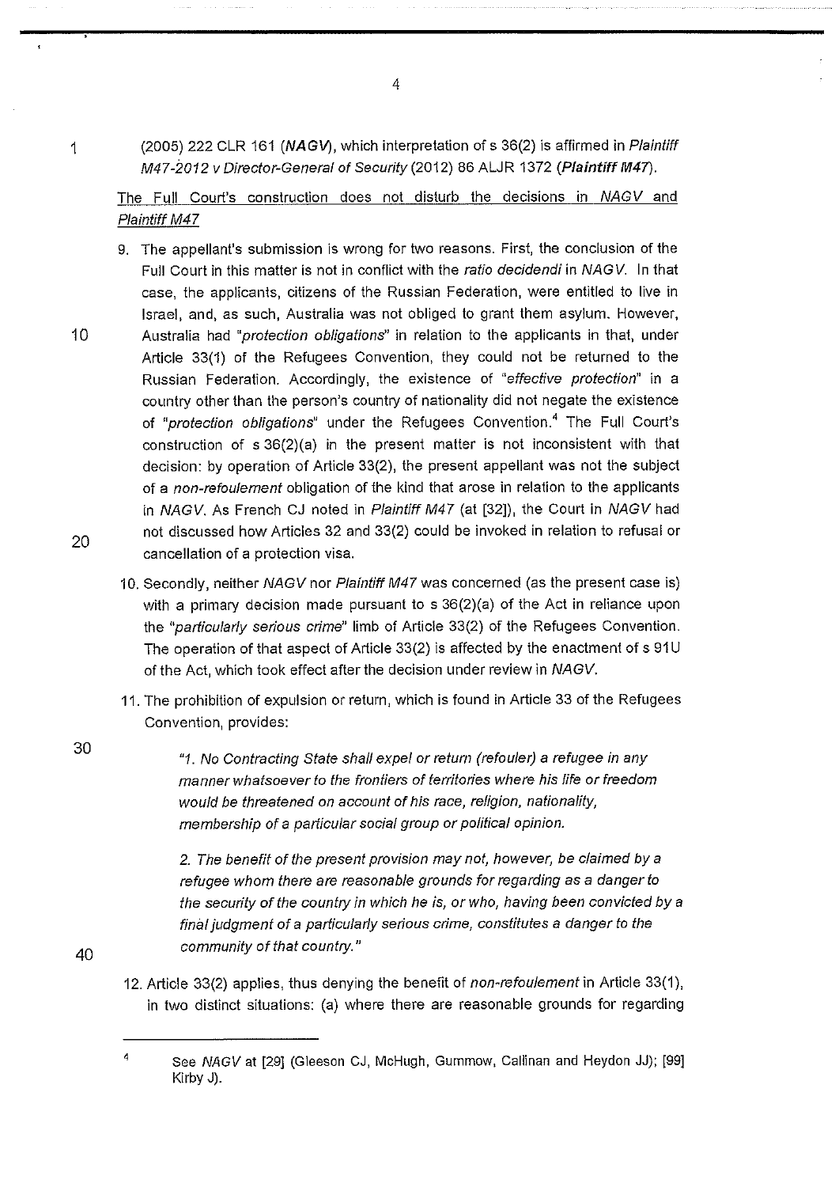(2005) 222 CLR 161 (***NAGV***), which interpretation of s 36(2) is affirmed in *Plaintiff M47-2012 v Director-General of Security* (2012) 86 ALJR 1372 (***Plaintiff M47***).

The Full Court's construction does not disturb the decisions in *NAGV* and *Plaintiff M47*

9. The appellant's submission is wrong for two reasons. First, the conclusion of the Full Court in this matter is not in conflict with the *ratio decidendi* in *NAGV*. In that case, the applicants, citizens of the Russian Federation, were entitled to live in Israel, and, as such, Australia was not obliged to grant them asylum. However, Australia had "*protection obligations*" in relation to the applicants in that, under Article 33(1) of the Refugees Convention, they could not be returned to the Russian Federation. Accordingly, the existence of "*effective protection*" in a country other than the person's country of nationality did not negate the existence of "*protection obligations*" under the Refugees Convention.[4] The Full Court's construction of s 36(2)(a) in the present matter is not inconsistent with that decision: by operation of Article 33(2), the present appellant was not the subject of a *non-refoulement* obligation of the kind that arose in relation to the applicants in *NAGV*. As French CJ noted in *Plaintiff M47* (at [32]), the Court in *NAGV* had not discussed how Articles 32 and 33(2) could be invoked in relation to refusal or cancellation of a protection visa.

10. Secondly, neither *NAGV* nor *Plaintiff M47* was concerned (as the present case is) with a primary decision made pursuant to s 36(2)(a) of the Act in reliance upon the "*particularly serious crime*" limb of Article 33(2) of the Refugees Convention. The operation of that aspect of Article 33(2) is affected by the enactment of s 91U of the Act, which took effect after the decision under review in *NAGV*.

11. The prohibition of expulsion or return, which is found in Article 33 of the Refugees Convention, provides:

> *"1. No Contracting State shall expel or return (refouler) a refugee in any manner whatsoever to the frontiers of territories where his life or freedom would be threatened on account of his race, religion, nationality, membership of a particular social group or political opinion.*
>
> *2. The benefit of the present provision may not, however, be claimed by a refugee whom there are reasonable grounds for regarding as a danger to the security of the country in which he is, or who, having been convicted by a final judgment of a particularly serious crime, constitutes a danger to the community of that country."*

12. Article 33(2) applies, thus denying the benefit of *non-refoulement* in Article 33(1), in two distinct situations: (a) where there are reasonable grounds for regarding

---

[4] See *NAGV* at [29] (Gleeson CJ, McHugh, Gummow, Callinan and Heydon JJ); [99] Kirby J).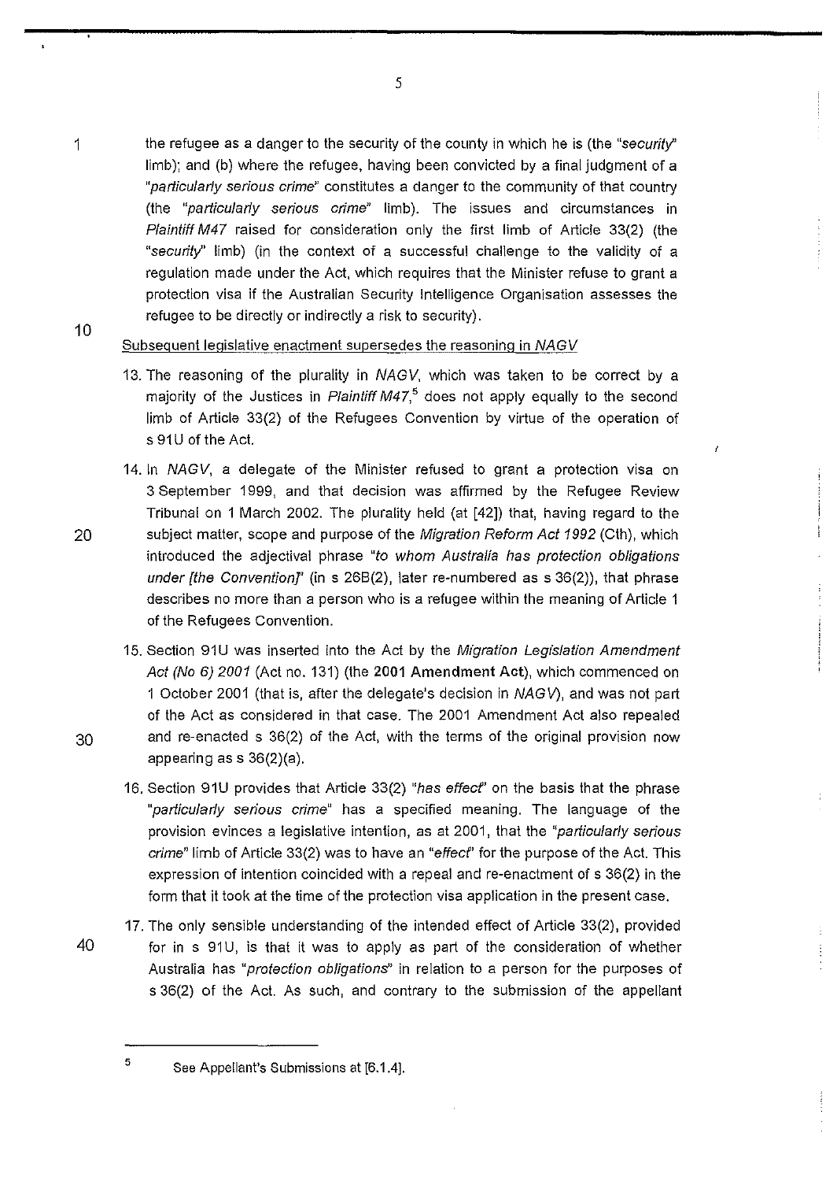the refugee as a danger to the security of the county in which he is (the "*security*" limb); and (b) where the refugee, having been convicted by a final judgment of a "*particularly serious crime*" constitutes a danger to the community of that country (the "*particularly serious crime*" limb). The issues and circumstances in *Plaintiff M47* raised for consideration only the first limb of Article 33(2) (the "*security*" limb) (in the context of a successful challenge to the validity of a regulation made under the Act, which requires that the Minister refuse to grant a protection visa if the Australian Security Intelligence Organisation assesses the refugee to be directly or indirectly a risk to security).

Subsequent legislative enactment supersedes the reasoning in *NAGV*

13. The reasoning of the plurality in *NAGV*, which was taken to be correct by a majority of the Justices in *Plaintiff M47*,[5] does not apply equally to the second limb of Article 33(2) of the Refugees Convention by virtue of the operation of s 91U of the Act.

14. In *NAGV*, a delegate of the Minister refused to grant a protection visa on 3 September 1999, and that decision was affirmed by the Refugee Review Tribunal on 1 March 2002. The plurality held (at [42]) that, having regard to the subject matter, scope and purpose of the *Migration Reform Act 1992* (Cth), which introduced the adjectival phrase "*to whom Australia has protection obligations under [the Convention]*" (in s 26B(2), later re-numbered as s 36(2)), that phrase describes no more than a person who is a refugee within the meaning of Article 1 of the Refugees Convention.

15. Section 91U was inserted into the Act by the *Migration Legislation Amendment Act (No 6) 2001* (Act no. 131) (the **2001 Amendment Act**), which commenced on 1 October 2001 (that is, after the delegate's decision in *NAGV*), and was not part of the Act as considered in that case. The 2001 Amendment Act also repealed and re-enacted s 36(2) of the Act, with the terms of the original provision now appearing as s 36(2)(a).

16. Section 91U provides that Article 33(2) "*has effect*" on the basis that the phrase "*particularly serious crime*" has a specified meaning. The language of the provision evinces a legislative intention, as at 2001, that the "*particularly serious crime*" limb of Article 33(2) was to have an "*effect*" for the purpose of the Act. This expression of intention coincided with a repeal and re-enactment of s 36(2) in the form that it took at the time of the protection visa application in the present case.

17. The only sensible understanding of the intended effect of Article 33(2), provided for in s 91U, is that it was to apply as part of the consideration of whether Australia has "*protection obligations*" in relation to a person for the purposes of s 36(2) of the Act. As such, and contrary to the submission of the appellant

---

[5] See Appellant's Submissions at [6.1.4].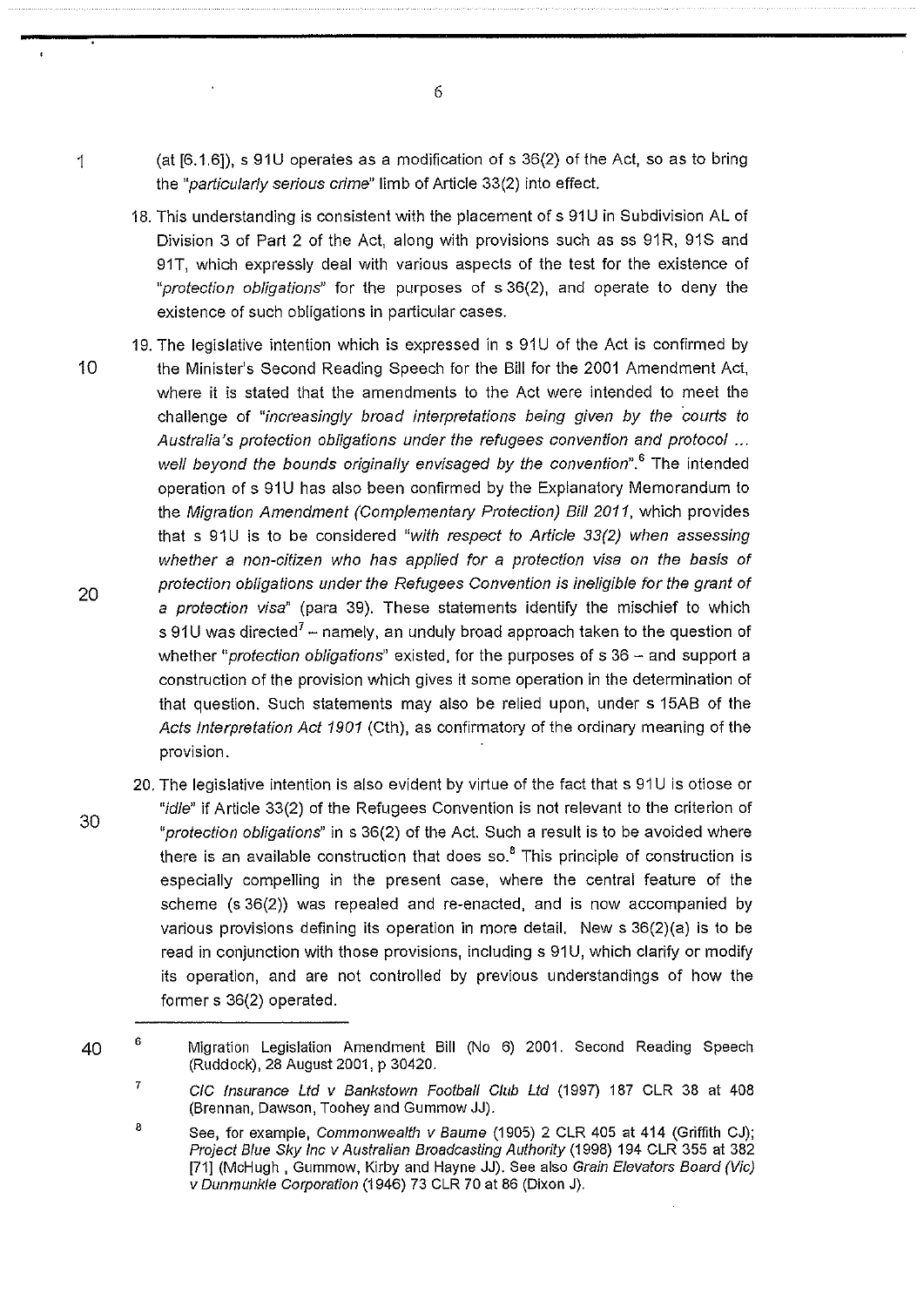(at [6.1.6]), s 91U operates as a modification of s 36(2) of the Act, so as to bring the "*particularly serious crime*" limb of Article 33(2) into effect.

18. This understanding is consistent with the placement of s 91U in Subdivision AL of Division 3 of Part 2 of the Act, along with provisions such as ss 91R, 91S and 91T, which expressly deal with various aspects of the test for the existence of "*protection obligations*" for the purposes of s 36(2), and operate to deny the existence of such obligations in particular cases.

19. The legislative intention which is expressed in s 91U of the Act is confirmed by the Minister's Second Reading Speech for the Bill for the 2001 Amendment Act, where it is stated that the amendments to the Act were intended to meet the challenge of "*increasingly broad interpretations being given by the courts to Australia's protection obligations under the refugees convention and protocol ... well beyond the bounds originally envisaged by the convention*".[6] The intended operation of s 91U has also been confirmed by the Explanatory Memorandum to the *Migration Amendment (Complementary Protection) Bill 2011*, which provides that s 91U is to be considered "*with respect to Article 33(2) when assessing whether a non-citizen who has applied for a protection visa on the basis of protection obligations under the Refugees Convention is ineligible for the grant of a protection visa*" (para 39). These statements identify the mischief to which s 91U was directed[7] – namely, an unduly broad approach taken to the question of whether "*protection obligations*" existed, for the purposes of s 36 – and support a construction of the provision which gives it some operation in the determination of that question. Such statements may also be relied upon, under s 15AB of the *Acts Interpretation Act 1901* (Cth), as confirmatory of the ordinary meaning of the provision.

20. The legislative intention is also evident by virtue of the fact that s 91U is otiose or "*idle*" if Article 33(2) of the Refugees Convention is not relevant to the criterion of "*protection obligations*" in s 36(2) of the Act. Such a result is to be avoided where there is an available construction that does so.[8] This principle of construction is especially compelling in the present case, where the central feature of the scheme (s 36(2)) was repealed and re-enacted, and is now accompanied by various provisions defining its operation in more detail. New s 36(2)(a) is to be read in conjunction with those provisions, including s 91U, which clarify or modify its operation, and are not controlled by previous understandings of how the former s 36(2) operated.

---

[6] Migration Legislation Amendment Bill (No 6) 2001. Second Reading Speech (Ruddock), 28 August 2001, p 30420.

[7] *CIC Insurance Ltd v Bankstown Football Club Ltd* (1997) 187 CLR 38 at 408 (Brennan, Dawson, Toohey and Gummow JJ).

[8] See, for example, *Commonwealth v Baume* (1905) 2 CLR 405 at 414 (Griffith CJ); *Project Blue Sky Inc v Australian Broadcasting Authority* (1998) 194 CLR 355 at 382 [71] (McHugh , Gummow, Kirby and Hayne JJ). See also *Grain Elevators Board (Vic) v Dunmunkle Corporation* (1946) 73 CLR 70 at 86 (Dixon J).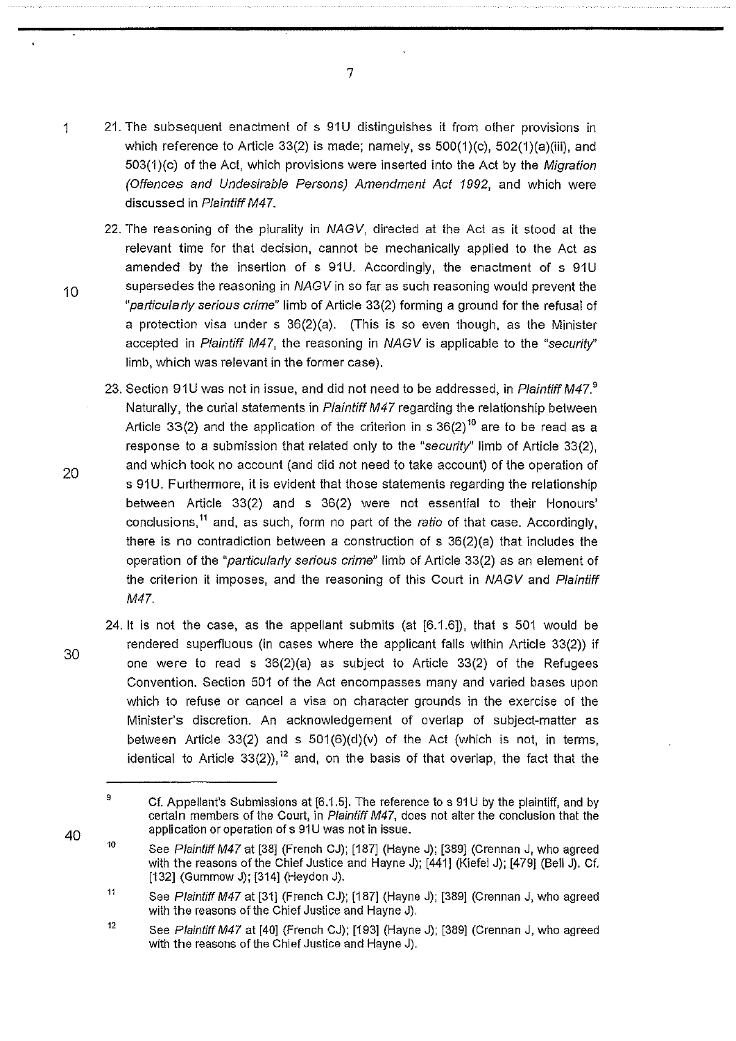21. The subsequent enactment of s 91U distinguishes it from other provisions in which reference to Article 33(2) is made; namely, ss 500(1)(c), 502(1)(a)(iii), and 503(1)(c) of the Act, which provisions were inserted into the Act by the *Migration (Offences and Undesirable Persons) Amendment Act 1992*, and which were discussed in *Plaintiff M47*.

22. The reasoning of the plurality in *NAGV*, directed at the Act as it stood at the relevant time for that decision, cannot be mechanically applied to the Act as amended by the insertion of s 91U. Accordingly, the enactment of s 91U supersedes the reasoning in *NAGV* in so far as such reasoning would prevent the "*particularly serious crime*" limb of Article 33(2) forming a ground for the refusal of a protection visa under s 36(2)(a). (This is so even though, as the Minister accepted in *Plaintiff M47*, the reasoning in *NAGV* is applicable to the "*security*" limb, which was relevant in the former case).

23. Section 91U was not in issue, and did not need to be addressed, in *Plaintiff M47*.[9] Naturally, the curial statements in *Plaintiff M47* regarding the relationship between Article 33(2) and the application of the criterion in s 36(2)[10] are to be read as a response to a submission that related only to the "*security*" limb of Article 33(2), and which took no account (and did not need to take account) of the operation of s 91U. Furthermore, it is evident that those statements regarding the relationship between Article 33(2) and s 36(2) were not essential to their Honours' conclusions,[11] and, as such, form no part of the *ratio* of that case. Accordingly, there is no contradiction between a construction of s 36(2)(a) that includes the operation of the "*particularly serious crime*" limb of Article 33(2) as an element of the criterion it imposes, and the reasoning of this Court in *NAGV* and *Plaintiff M47*.

24. It is not the case, as the appellant submits (at [6.1.6]), that s 501 would be rendered superfluous (in cases where the applicant falls within Article 33(2)) if one were to read s 36(2)(a) as subject to Article 33(2) of the Refugees Convention. Section 501 of the Act encompasses many and varied bases upon which to refuse or cancel a visa on character grounds in the exercise of the Minister's discretion. An acknowledgement of overlap of subject-matter as between Article 33(2) and s 501(6)(d)(v) of the Act (which is not, in terms, identical to Article 33(2)),[12] and, on the basis of that overlap, the fact that the

---

[9] Cf. Appellant's Submissions at [6.1.5]. The reference to s 91U by the plaintiff, and by certain members of the Court, in *Plaintiff M47*, does not alter the conclusion that the application or operation of s 91U was not in issue.

[10] See *Plaintiff M47* at [38] (French CJ); [187] (Hayne J); [389] (Crennan J, who agreed with the reasons of the Chief Justice and Hayne J); [441] (Kiefel J); [479] (Bell J). Cf. [132] (Gummow J); [314] (Heydon J).

[11] See *Plaintiff M47* at [31] (French CJ); [187] (Hayne J); [389] (Crennan J, who agreed with the reasons of the Chief Justice and Hayne J).

[12] See *Plaintiff M47* at [40] (French CJ); [193] (Hayne J); [389] (Crennan J, who agreed with the reasons of the Chief Justice and Hayne J).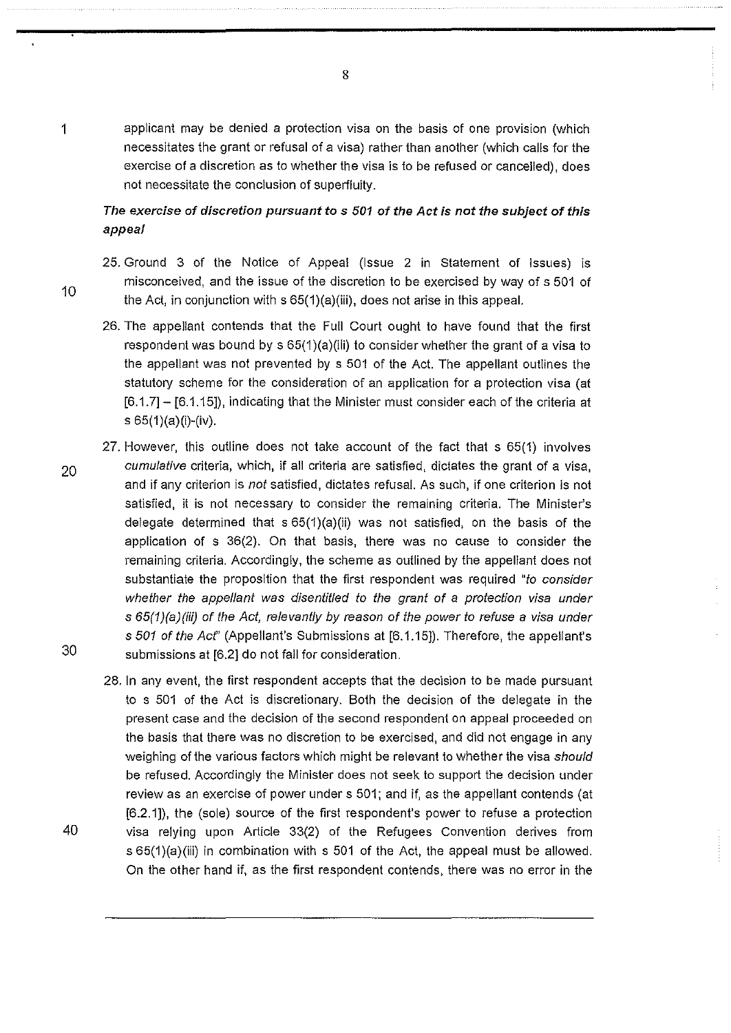applicant may be denied a protection visa on the basis of one provision (which necessitates the grant or refusal of a visa) rather than another (which calls for the exercise of a discretion as to whether the visa is to be refused or cancelled), does not necessitate the conclusion of superfluity.

***The exercise of discretion pursuant to s 501 of the Act is not the subject of this appeal***

25. Ground 3 of the Notice of Appeal (Issue 2 in Statement of Issues) is misconceived, and the issue of the discretion to be exercised by way of s 501 of the Act, in conjunction with s 65(1)(a)(iii), does not arise in this appeal.

26. The appellant contends that the Full Court ought to have found that the first respondent was bound by s 65(1)(a)(iii) to consider whether the grant of a visa to the appellant was not prevented by s 501 of the Act. The appellant outlines the statutory scheme for the consideration of an application for a protection visa (at [6.1.7] – [6.1.15]), indicating that the Minister must consider each of the criteria at s 65(1)(a)(i)-(iv).

27. However, this outline does not take account of the fact that s 65(1) involves *cumulative* criteria, which, if all criteria are satisfied, dictates the grant of a visa, and if any criterion is *not* satisfied, dictates refusal. As such, if one criterion is not satisfied, it is not necessary to consider the remaining criteria. The Minister's delegate determined that s 65(1)(a)(ii) was not satisfied, on the basis of the application of s 36(2). On that basis, there was no cause to consider the remaining criteria. Accordingly, the scheme as outlined by the appellant does not substantiate the proposition that the first respondent was required "*to consider whether the appellant was disentitled to the grant of a protection visa under s 65(1)(a)(iii) of the Act, relevantly by reason of the power to refuse a visa under s 501 of the Act*" (Appellant's Submissions at [6.1.15]). Therefore, the appellant's submissions at [6.2] do not fall for consideration.

28. In any event, the first respondent accepts that the decision to be made pursuant to s 501 of the Act is discretionary. Both the decision of the delegate in the present case and the decision of the second respondent on appeal proceeded on the basis that there was no discretion to be exercised, and did not engage in any weighing of the various factors which might be relevant to whether the visa *should* be refused. Accordingly the Minister does not seek to support the decision under review as an exercise of power under s 501; and if, as the appellant contends (at [6.2.1]), the (sole) source of the first respondent's power to refuse a protection visa relying upon Article 33(2) of the Refugees Convention derives from s 65(1)(a)(iii) in combination with s 501 of the Act, the appeal must be allowed. On the other hand if, as the first respondent contends, there was no error in the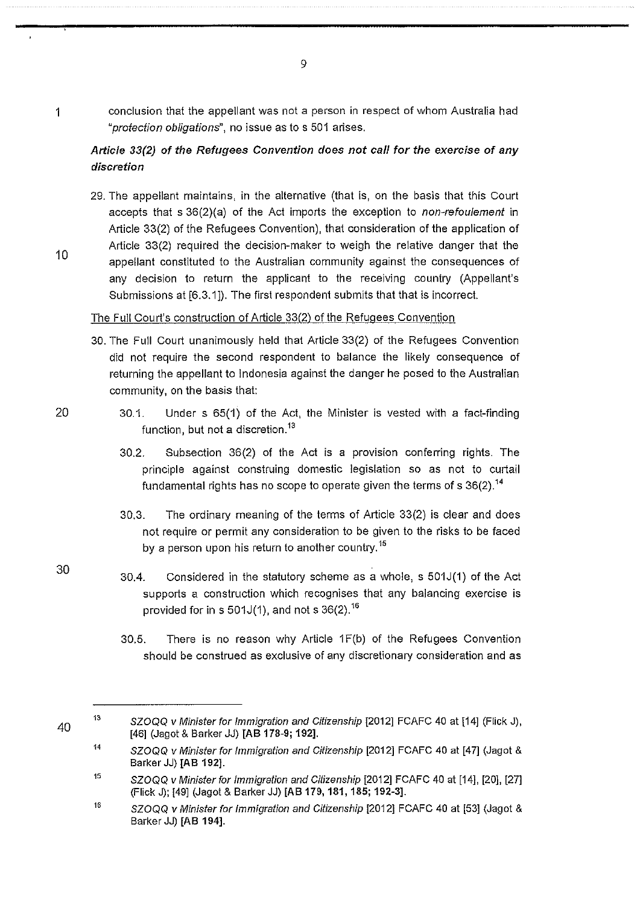conclusion that the appellant was not a person in respect of whom Australia had "*protection obligations*", no issue as to s 501 arises.

***Article 33(2) of the Refugees Convention does not call for the exercise of any discretion***

29. The appellant maintains, in the alternative (that is, on the basis that this Court accepts that s 36(2)(a) of the Act imports the exception to *non-refoulement* in Article 33(2) of the Refugees Convention), that consideration of the application of Article 33(2) required the decision-maker to weigh the relative danger that the appellant constituted to the Australian community against the consequences of any decision to return the applicant to the receiving country (Appellant's Submissions at [6.3.1]). The first respondent submits that that is incorrect.

<u>The Full Court's construction of Article 33(2) of the Refugees Convention</u>

30. The Full Court unanimously held that Article 33(2) of the Refugees Convention did not require the second respondent to balance the likely consequence of returning the appellant to Indonesia against the danger he posed to the Australian community, on the basis that:

    30.1. Under s 65(1) of the Act, the Minister is vested with a fact-finding function, but not a discretion.[13]

    30.2. Subsection 36(2) of the Act is a provision conferring rights. The principle against construing domestic legislation so as not to curtail fundamental rights has no scope to operate given the terms of s 36(2).[14]

    30.3. The ordinary meaning of the terms of Article 33(2) is clear and does not require or permit any consideration to be given to the risks to be faced by a person upon his return to another country.[15]

    30.4. Considered in the statutory scheme as a whole, s 501J(1) of the Act supports a construction which recognises that any balancing exercise is provided for in s 501J(1), and not s 36(2).[16]

    30.5. There is no reason why Article 1F(b) of the Refugees Convention should be construed as exclusive of any discretionary consideration and as

---

[13] *SZOQQ v Minister for Immigration and Citizenship* [2012] FCAFC 40 at [14] (Flick J), [46] (Jagot & Barker JJ) **[AB 178-9; 192]**.

[14] *SZOQQ v Minister for Immigration and Citizenship* [2012] FCAFC 40 at [47] (Jagot & Barker JJ) **[AB 192]**.

[15] *SZOQQ v Minister for Immigration and Citizenship* [2012] FCAFC 40 at [14], [20], [27] (Flick J); [49] (Jagot & Barker JJ) **[AB 179, 181, 185; 192-3]**.

[16] *SZOQQ v Minister for Immigration and Citizenship* [2012] FCAFC 40 at [53] (Jagot & Barker JJ) **[AB 194]**.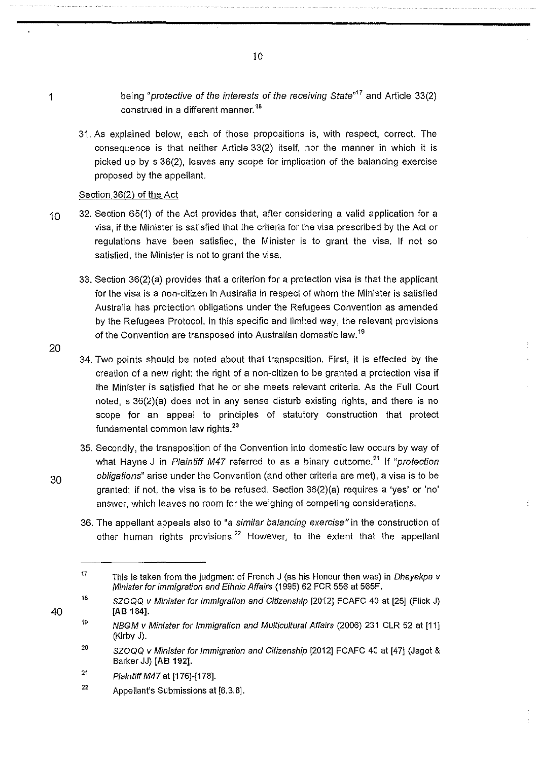being "*protective of the interests of the receiving State*"[17] and Article 33(2) construed in a different manner.[18]

31. As explained below, each of those propositions is, with respect, correct. The consequence is that neither Article 33(2) itself, nor the manner in which it is picked up by s 36(2), leaves any scope for implication of the balancing exercise proposed by the appellant.

Section 36(2) of the Act

32. Section 65(1) of the Act provides that, after considering a valid application for a visa, if the Minister is satisfied that the criteria for the visa prescribed by the Act or regulations have been satisfied, the Minister is to grant the visa. If not so satisfied, the Minister is not to grant the visa.

33. Section 36(2)(a) provides that a criterion for a protection visa is that the applicant for the visa is a non-citizen in Australia in respect of whom the Minister is satisfied Australia has protection obligations under the Refugees Convention as amended by the Refugees Protocol. In this specific and limited way, the relevant provisions of the Convention are transposed into Australian domestic law.[19]

34. Two points should be noted about that transposition. First, it is effected by the creation of a new right: the right of a non-citizen to be granted a protection visa if the Minister is satisfied that he or she meets relevant criteria. As the Full Court noted, s 36(2)(a) does not in any sense disturb existing rights, and there is no scope for an appeal to principles of statutory construction that protect fundamental common law rights.[20]

35. Secondly, the transposition of the Convention into domestic law occurs by way of what Hayne J in *Plaintiff M47* referred to as a binary outcome.[21] If "*protection obligations*" arise under the Convention (and other criteria are met), a visa is to be granted; if not, the visa is to be refused. Section 36(2)(a) requires a 'yes' or 'no' answer, which leaves no room for the weighing of competing considerations.

36. The appellant appeals also to "*a similar balancing exercise*" in the construction of other human rights provisions.[22] However, to the extent that the appellant

---

17 This is taken from the judgment of French J (as his Honour then was) in *Dhayakpa v Minister for Immigration and Ethnic Affairs* (1995) 62 FCR 556 at 565F.

18 *SZOQQ v Minister for Immigration and Citizenship* [2012] FCAFC 40 at [25] (Flick J) **[AB 184]**.

19 *NBGM v Minister for Immigration and Multicultural Affairs* (2006) 231 CLR 52 at [11] (Kirby J).

20 *SZOQQ v Minister for Immigration and Citizenship* [2012] FCAFC 40 at [47] (Jagot & Barker JJ) **[AB 192]**.

21 *Plaintiff M47* at [176]-[178].

22 Appellant's Submissions at [6.3.8].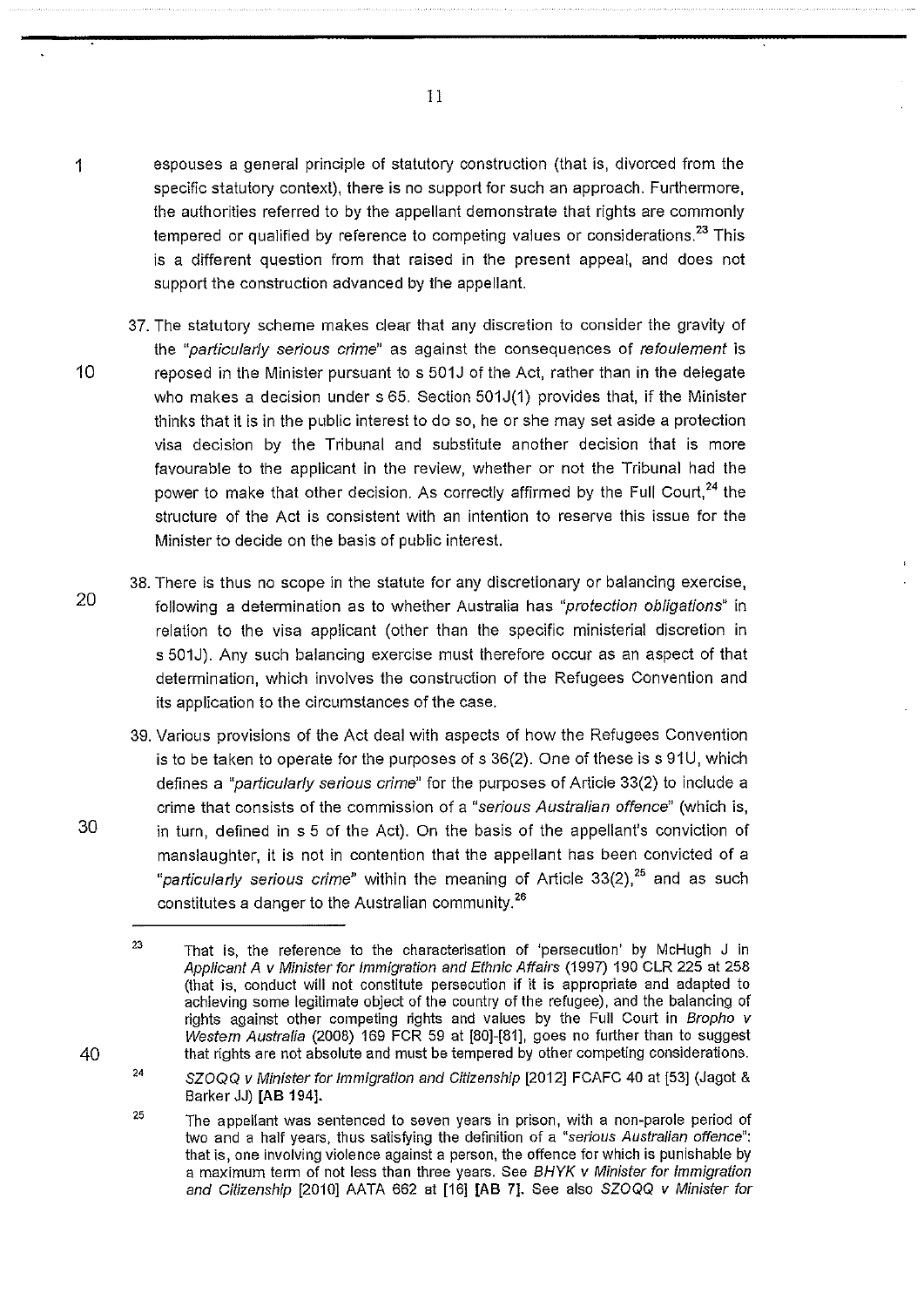espouses a general principle of statutory construction (that is, divorced from the specific statutory context), there is no support for such an approach. Furthermore, the authorities referred to by the appellant demonstrate that rights are commonly tempered or qualified by reference to competing values or considerations.[23] This is a different question from that raised in the present appeal, and does not support the construction advanced by the appellant.

37. The statutory scheme makes clear that any discretion to consider the gravity of the *"particularly serious crime"* as against the consequences of *refoulement* is reposed in the Minister pursuant to s 501J of the Act, rather than in the delegate who makes a decision under s 65. Section 501J(1) provides that, if the Minister thinks that it is in the public interest to do so, he or she may set aside a protection visa decision by the Tribunal and substitute another decision that is more favourable to the applicant in the review, whether or not the Tribunal had the power to make that other decision. As correctly affirmed by the Full Court,[24] the structure of the Act is consistent with an intention to reserve this issue for the Minister to decide on the basis of public interest.

38. There is thus no scope in the statute for any discretionary or balancing exercise, following a determination as to whether Australia has *"protection obligations"* in relation to the visa applicant (other than the specific ministerial discretion in s 501J). Any such balancing exercise must therefore occur as an aspect of that determination, which involves the construction of the Refugees Convention and its application to the circumstances of the case.

39. Various provisions of the Act deal with aspects of how the Refugees Convention is to be taken to operate for the purposes of s 36(2). One of these is s 91U, which defines a *"particularly serious crime"* for the purposes of Article 33(2) to include a crime that consists of the commission of a *"serious Australian offence"* (which is, in turn, defined in s 5 of the Act). On the basis of the appellant's conviction of manslaughter, it is not in contention that the appellant has been convicted of a *"particularly serious crime"* within the meaning of Article 33(2),[25] and as such constitutes a danger to the Australian community.[26]

---

[23] That is, the reference to the characterisation of 'persecution' by McHugh J in *Applicant A v Minister for Immigration and Ethnic Affairs* (1997) 190 CLR 225 at 258 (that is, conduct will not constitute persecution if it is appropriate and adapted to achieving some legitimate object of the country of the refugee), and the balancing of rights against other competing rights and values by the Full Court in *Bropho v Western Australia* (2008) 169 FCR 59 at [80]-[81], goes no further than to suggest that rights are not absolute and must be tempered by other competing considerations.

[24] *SZOQQ v Minister for Immigration and Citizenship* [2012] FCAFC 40 at [53] (Jagot & Barker JJ) **[AB 194]**.

[25] The appellant was sentenced to seven years in prison, with a non-parole period of two and a half years, thus satisfying the definition of a *"serious Australian offence"*: that is, one involving violence against a person, the offence for which is punishable by a maximum term of not less than three years. See *BHYK v Minister for Immigration and Citizenship* [2010] AATA 662 at [16] **[AB 7]**. See also *SZOQQ v Minister for*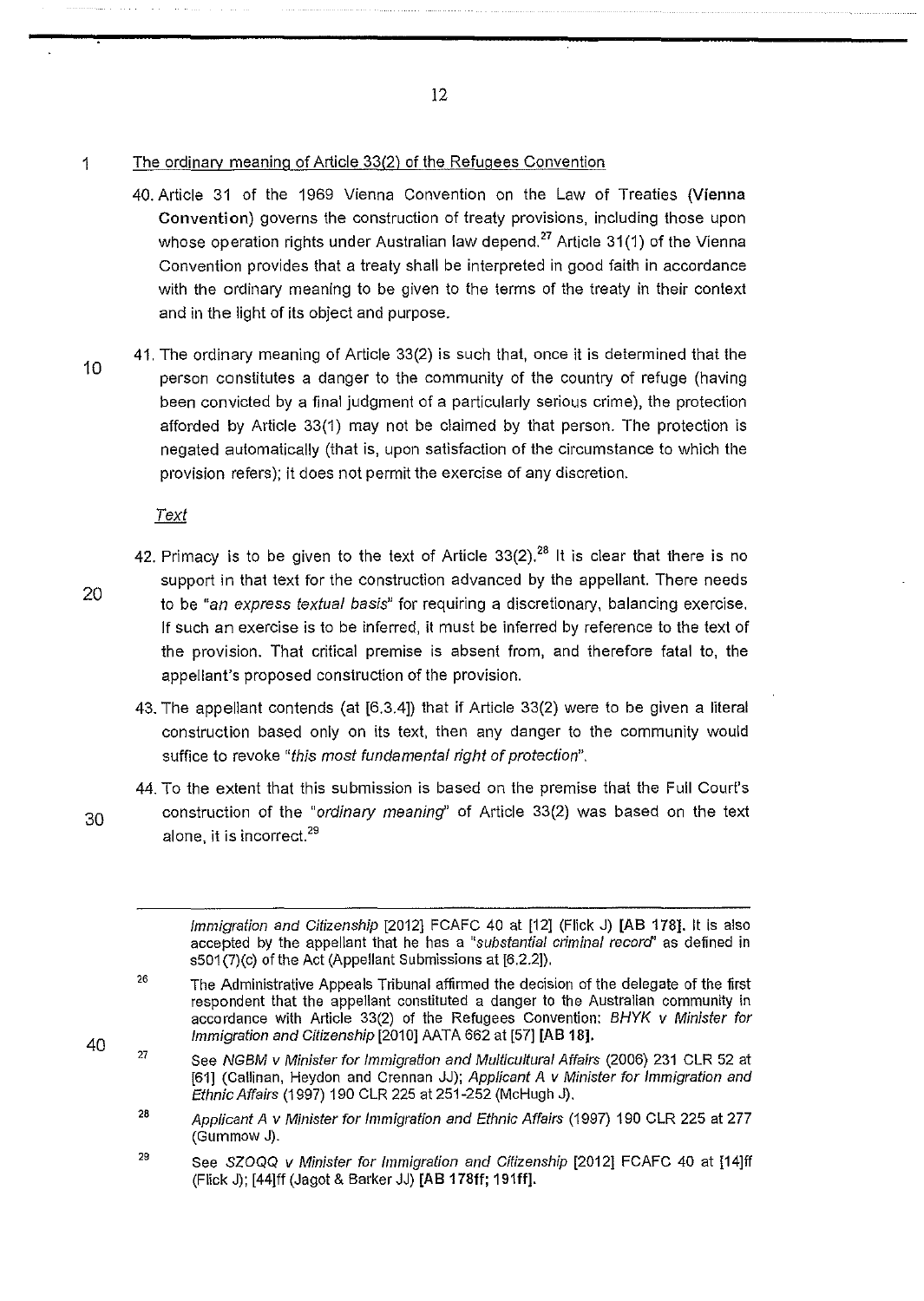## The ordinary meaning of Article 33(2) of the Refugees Convention

40. Article 31 of the 1969 Vienna Convention on the Law of Treaties (**Vienna Convention**) governs the construction of treaty provisions, including those upon whose operation rights under Australian law depend.[27] Article 31(1) of the Vienna Convention provides that a treaty shall be interpreted in good faith in accordance with the ordinary meaning to be given to the terms of the treaty in their context and in the light of its object and purpose.

41. The ordinary meaning of Article 33(2) is such that, once it is determined that the person constitutes a danger to the community of the country of refuge (having been convicted by a final judgment of a particularly serious crime), the protection afforded by Article 33(1) may not be claimed by that person. The protection is negated automatically (that is, upon satisfaction of the circumstance to which the provision refers); it does not permit the exercise of any discretion.

### *Text*

42. Primacy is to be given to the text of Article 33(2).[28] It is clear that there is no support in that text for the construction advanced by the appellant. There needs to be "*an express textual basis*" for requiring a discretionary, balancing exercise. If such an exercise is to be inferred, it must be inferred by reference to the text of the provision. That critical premise is absent from, and therefore fatal to, the appellant's proposed construction of the provision.

43. The appellant contends (at [6.3.4]) that if Article 33(2) were to be given a literal construction based only on its text, then any danger to the community would suffice to revoke "*this most fundamental right of protection*".

44. To the extent that this submission is based on the premise that the Full Court's construction of the "*ordinary meaning*" of Article 33(2) was based on the text alone, it is incorrect.[29]

---

*Immigration and Citizenship* [2012] FCAFC 40 at [12] (Flick J) **[AB 178]**. It is also accepted by the appellant that he has a "*substantial criminal record*" as defined in s501(7)(c) of the Act (Appellant Submissions at [6.2.2]).

[26] The Administrative Appeals Tribunal affirmed the decision of the delegate of the first respondent that the appellant constituted a danger to the Australian community in accordance with Article 33(2) of the Refugees Convention: *BHYK v Minister for Immigration and Citizenship* [2010] AATA 662 at [57] **[AB 18]**.

[27] See *NGBM v Minister for Immigration and Multicultural Affairs* (2006) 231 CLR 52 at [61] (Callinan, Heydon and Crennan JJ); *Applicant A v Minister for Immigration and Ethnic Affairs* (1997) 190 CLR 225 at 251-252 (McHugh J).

[28] *Applicant A v Minister for Immigration and Ethnic Affairs* (1997) 190 CLR 225 at 277 (Gummow J).

[29] See *SZOQQ v Minister for Immigration and Citizenship* [2012] FCAFC 40 at [14]ff (Flick J); [44]ff (Jagot & Barker JJ) **[AB 178ff; 191ff]**.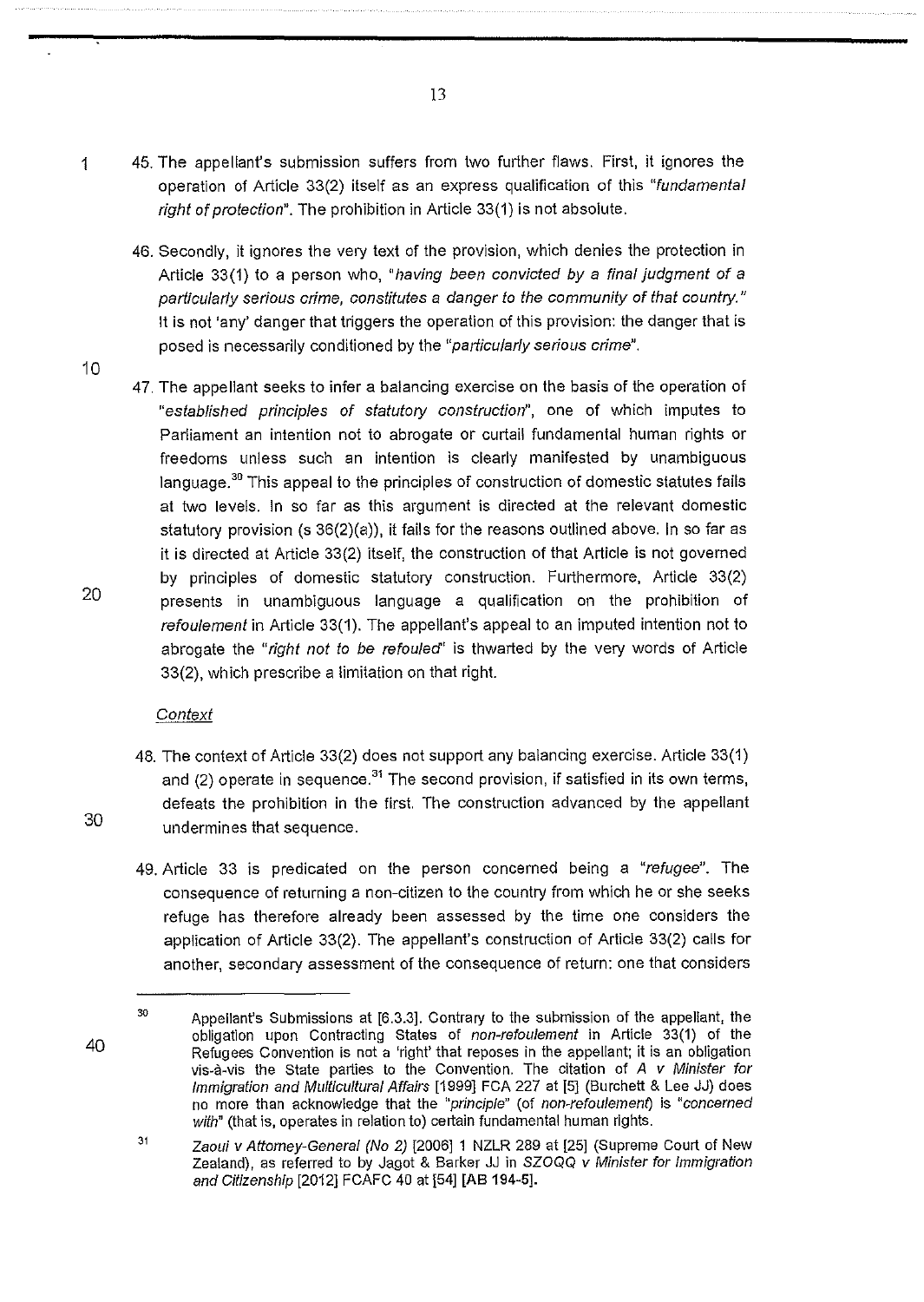45. The appellant's submission suffers from two further flaws. First, it ignores the operation of Article 33(2) itself as an express qualification of this *"fundamental right of protection"*. The prohibition in Article 33(1) is not absolute.

46. Secondly, it ignores the very text of the provision, which denies the protection in Article 33(1) to a person who, *"having been convicted by a final judgment of a particularly serious crime, constitutes a danger to the community of that country."* It is not 'any' danger that triggers the operation of this provision: the danger that is posed is necessarily conditioned by the *"particularly serious crime"*.

47. The appellant seeks to infer a balancing exercise on the basis of the operation of *"established principles of statutory construction"*, one of which imputes to Parliament an intention not to abrogate or curtail fundamental human rights or freedoms unless such an intention is clearly manifested by unambiguous language.[30] This appeal to the principles of construction of domestic statutes fails at two levels. In so far as this argument is directed at the relevant domestic statutory provision (s 36(2)(a)), it fails for the reasons outlined above. In so far as it is directed at Article 33(2) itself, the construction of that Article is not governed by principles of domestic statutory construction. Furthermore, Article 33(2) presents in unambiguous language a qualification on the prohibition of *refoulement* in Article 33(1). The appellant's appeal to an imputed intention not to abrogate the *"right not to be refouled"* is thwarted by the very words of Article 33(2), which prescribe a limitation on that right.

*Context*

48. The context of Article 33(2) does not support any balancing exercise. Article 33(1) and (2) operate in sequence.[31] The second provision, if satisfied in its own terms, defeats the prohibition in the first. The construction advanced by the appellant undermines that sequence.

49. Article 33 is predicated on the person concerned being a *"refugee"*. The consequence of returning a non-citizen to the country from which he or she seeks refuge has therefore already been assessed by the time one considers the application of Article 33(2). The appellant's construction of Article 33(2) calls for another, secondary assessment of the consequence of return: one that considers

---

[30] Appellant's Submissions at [6.3.3]. Contrary to the submission of the appellant, the obligation upon Contracting States of *non-refoulement* in Article 33(1) of the Refugees Convention is not a 'right' that reposes in the appellant; it is an obligation vis-à-vis the State parties to the Convention. The citation of *A v Minister for Immigration and Multicultural Affairs* [1999] FCA 227 at [5] (Burchett & Lee JJ) does no more than acknowledge that the *"principle"* (of *non-refoulement*) is *"concerned with"* (that is, operates in relation to) certain fundamental human rights.

[31] *Zaoui v Attorney-General (No 2)* [2006] 1 NZLR 289 at [25] (Supreme Court of New Zealand), as referred to by Jagot & Barker JJ in *SZOQQ v Minister for Immigration and Citizenship* [2012] FCAFC 40 at [54] **[AB 194-5]**.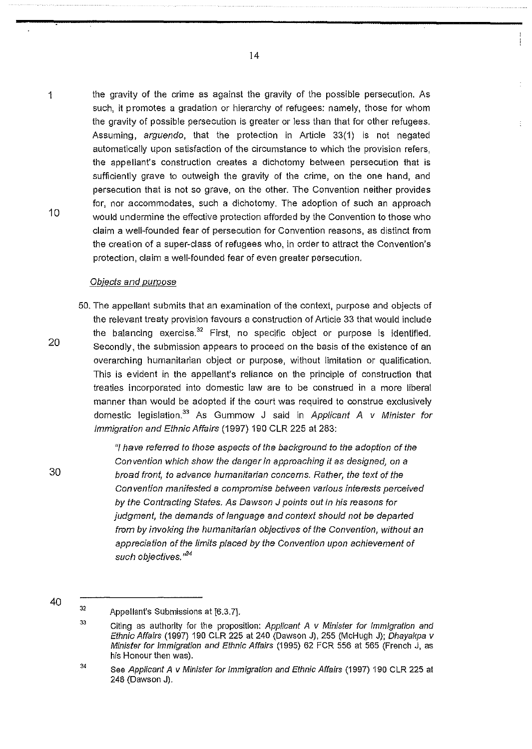the gravity of the crime as against the gravity of the possible persecution. As such, it promotes a gradation or hierarchy of refugees: namely, those for whom the gravity of possible persecution is greater or less than that for other refugees. Assuming, *arguendo*, that the protection in Article 33(1) is not negated automatically upon satisfaction of the circumstance to which the provision refers, the appellant's construction creates a dichotomy between persecution that is sufficiently grave to outweigh the gravity of the crime, on the one hand, and persecution that is not so grave, on the other. The Convention neither provides for, nor accommodates, such a dichotomy. The adoption of such an approach would undermine the effective protection afforded by the Convention to those who claim a well-founded fear of persecution for Convention reasons, as distinct from the creation of a super-class of refugees who, in order to attract the Convention's protection, claim a well-founded fear of even greater persecution.

*Objects and purpose*

50. The appellant submits that an examination of the context, purpose and objects of the relevant treaty provision favours a construction of Article 33 that would include the balancing exercise.[32] First, no specific object or purpose is identified. Secondly, the submission appears to proceed on the basis of the existence of an overarching humanitarian object or purpose, without limitation or qualification. This is evident in the appellant's reliance on the principle of construction that treaties incorporated into domestic law are to be construed in a more liberal manner than would be adopted if the court was required to construe exclusively domestic legislation.[33] As Gummow J said in *Applicant A v Minister for Immigration and Ethnic Affairs* (1997) 190 CLR 225 at 283:

> *"I have referred to those aspects of the background to the adoption of the Convention which show the danger in approaching it as designed, on a broad front, to advance humanitarian concerns. Rather, the text of the Convention manifested a compromise between various interests perceived by the Contracting States. As Dawson J points out in his reasons for judgment, the demands of language and context should not be departed from by invoking the humanitarian objectives of the Convention, without an appreciation of the limits placed by the Convention upon achievement of such objectives."*[34]

---

[32] Appellant's Submissions at [6.3.7].

[33] Citing as authority for the proposition: *Applicant A v Minister for Immigration and Ethnic Affairs* (1997) 190 CLR 225 at 240 (Dawson J), 255 (McHugh J); *Dhayakpa v Minister for Immigration and Ethnic Affairs* (1995) 62 FCR 556 at 565 (French J, as his Honour then was).

[34] See *Applicant A v Minister for Immigration and Ethnic Affairs* (1997) 190 CLR 225 at 248 (Dawson J).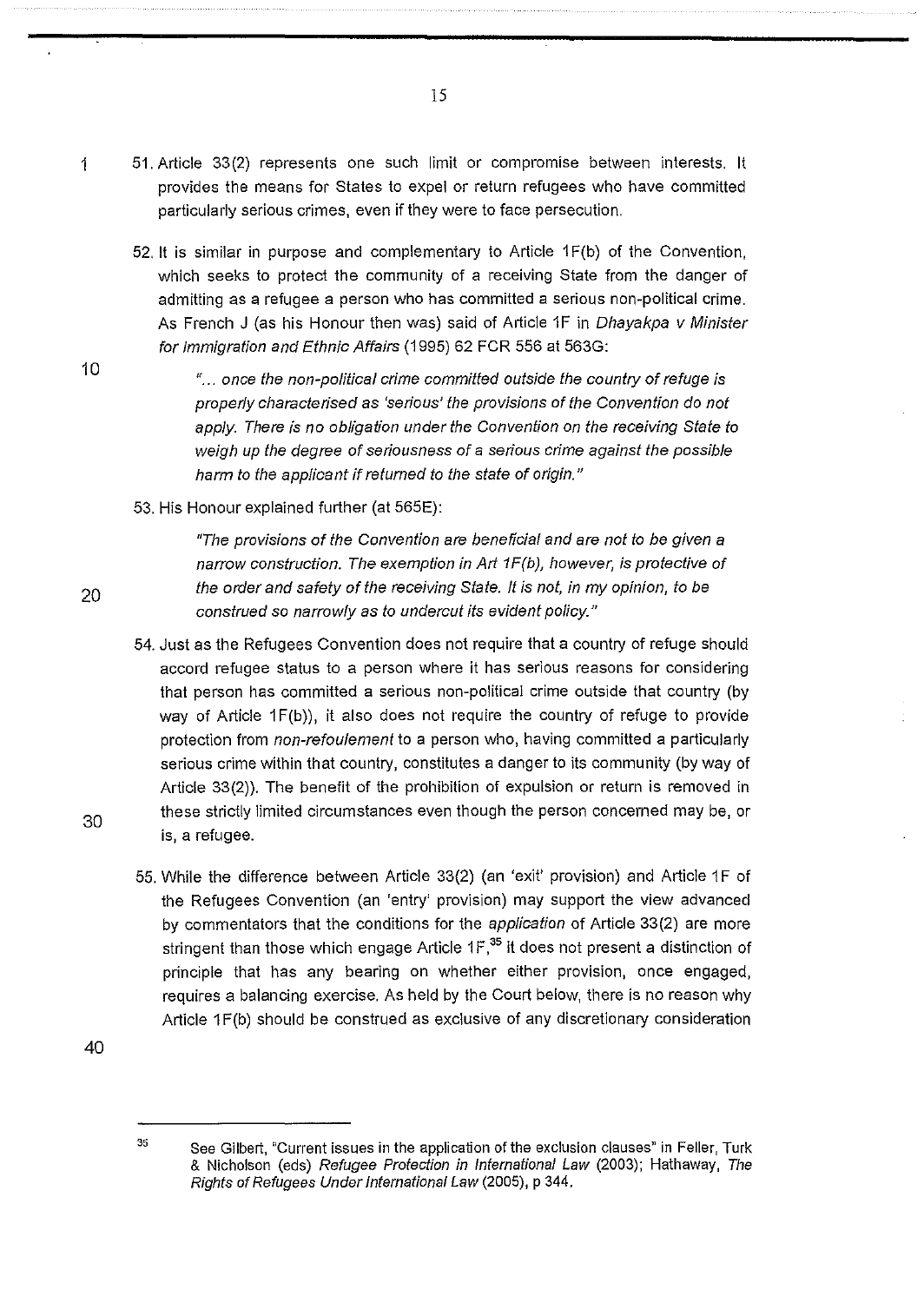51. Article 33(2) represents one such limit or compromise between interests. It provides the means for States to expel or return refugees who have committed particularly serious crimes, even if they were to face persecution.

52. It is similar in purpose and complementary to Article 1F(b) of the Convention, which seeks to protect the community of a receiving State from the danger of admitting as a refugee a person who has committed a serious non-political crime. As French J (as his Honour then was) said of Article 1F in *Dhayakpa v Minister for Immigration and Ethnic Affairs* (1995) 62 FCR 556 at 563G:

> *"... once the non-political crime committed outside the country of refuge is properly characterised as 'serious' the provisions of the Convention do not apply. There is no obligation under the Convention on the receiving State to weigh up the degree of seriousness of a serious crime against the possible harm to the applicant if returned to the state of origin."*

53. His Honour explained further (at 565E):

> *"The provisions of the Convention are beneficial and are not to be given a narrow construction. The exemption in Art 1F(b), however, is protective of the order and safety of the receiving State. It is not, in my opinion, to be construed so narrowly as to undercut its evident policy."*

54. Just as the Refugees Convention does not require that a country of refuge should accord refugee status to a person where it has serious reasons for considering that person has committed a serious non-political crime outside that country (by way of Article 1F(b)), it also does not require the country of refuge to provide protection from *non-refoulement* to a person who, having committed a particularly serious crime within that country, constitutes a danger to its community (by way of Article 33(2)). The benefit of the prohibition of expulsion or return is removed in these strictly limited circumstances even though the person concerned may be, or is, a refugee.

55. While the difference between Article 33(2) (an 'exit' provision) and Article 1F of the Refugees Convention (an 'entry' provision) may support the view advanced by commentators that the conditions for the *application* of Article 33(2) are more stringent than those which engage Article 1F,[35] it does not present a distinction of principle that has any bearing on whether either provision, once engaged, requires a balancing exercise. As held by the Court below, there is no reason why Article 1F(b) should be construed as exclusive of any discretionary consideration

---

[35] See Gilbert, "Current issues in the application of the exclusion clauses" in Feller, Turk & Nicholson (eds) *Refugee Protection in International Law* (2003); Hathaway, *The Rights of Refugees Under International Law* (2005), p 344.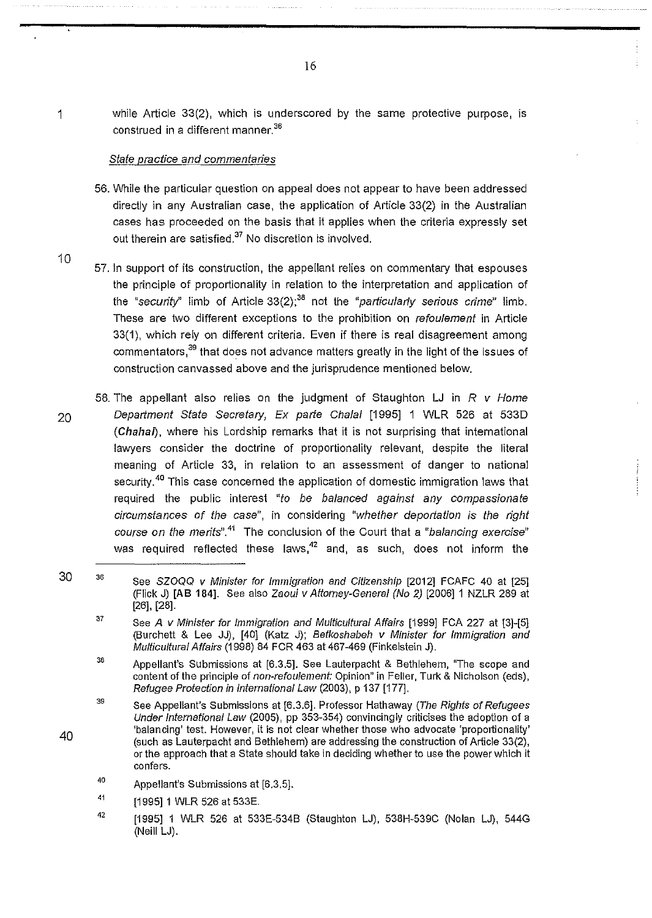while Article 33(2), which is underscored by the same protective purpose, is construed in a different manner.[36]

*State practice and commentaries*

56. While the particular question on appeal does not appear to have been addressed directly in any Australian case, the application of Article 33(2) in the Australian cases has proceeded on the basis that it applies when the criteria expressly set out therein are satisfied.[37] No discretion is involved.

57. In support of its construction, the appellant relies on commentary that espouses the principle of proportionality in relation to the interpretation and application of the "*security*" limb of Article 33(2);[38] not the "*particularly serious crime*" limb. These are two different exceptions to the prohibition on *refoulement* in Article 33(1), which rely on different criteria. Even if there is real disagreement among commentators,[39] that does not advance matters greatly in the light of the issues of construction canvassed above and the jurisprudence mentioned below.

58. The appellant also relies on the judgment of Staughton LJ in *R v Home Department State Secretary, Ex parte Chalal* [1995] 1 WLR 526 at 533D (***Chahal***), where his Lordship remarks that it is not surprising that international lawyers consider the doctrine of proportionality relevant, despite the literal meaning of Article 33, in relation to an assessment of danger to national security.[40] This case concerned the application of domestic immigration laws that required the public interest "*to be balanced against any compassionate circumstances of the case*", in considering "*whether deportation is the right course on the merits*".[41] The conclusion of the Court that a "*balancing exercise*" was required reflected these laws,[42] and, as such, does not inform the

---

[36] See *SZOQQ v Minister for Immigration and Citizenship* [2012] FCAFC 40 at [25] (Flick J) **[AB 184]**. See also *Zaoui v Attorney-General (No 2)* [2006] 1 NZLR 289 at [26], [28].

[37] See *A v Minister for Immigration and Multicultural Affairs* [1999] FCA 227 at [3]-[5] (Burchett & Lee JJ), [40] (Katz J); *Betkoshabeh v Minister for Immigration and Multicultural Affairs* (1998) 84 FCR 463 at 467-469 (Finkelstein J).

[38] Appellant's Submissions at [6.3.5]. See Lauterpacht & Bethlehem, "The scope and content of the principle of *non-refoulement*: Opinion" in Feller, Turk & Nicholson (eds), *Refugee Protection in International Law* (2003), p 137 [177].

[39] See Appellant's Submissions at [6.3.6]. Professor Hathaway (*The Rights of Refugees Under International Law* (2005), pp 353-354) convincingly criticises the adoption of a 'balancing' test. However, it is not clear whether those who advocate 'proportionality' (such as Lauterpacht and Bethlehem) are addressing the construction of Article 33(2), or the approach that a State should take in deciding whether to use the power which it confers.

[40] Appellant's Submissions at [6.3.5].

[41] [1995] 1 WLR 526 at 533E.

[42] [1995] 1 WLR 526 at 533E-534B (Staughton LJ), 538H-539C (Nolan LJ), 544G (Neill LJ).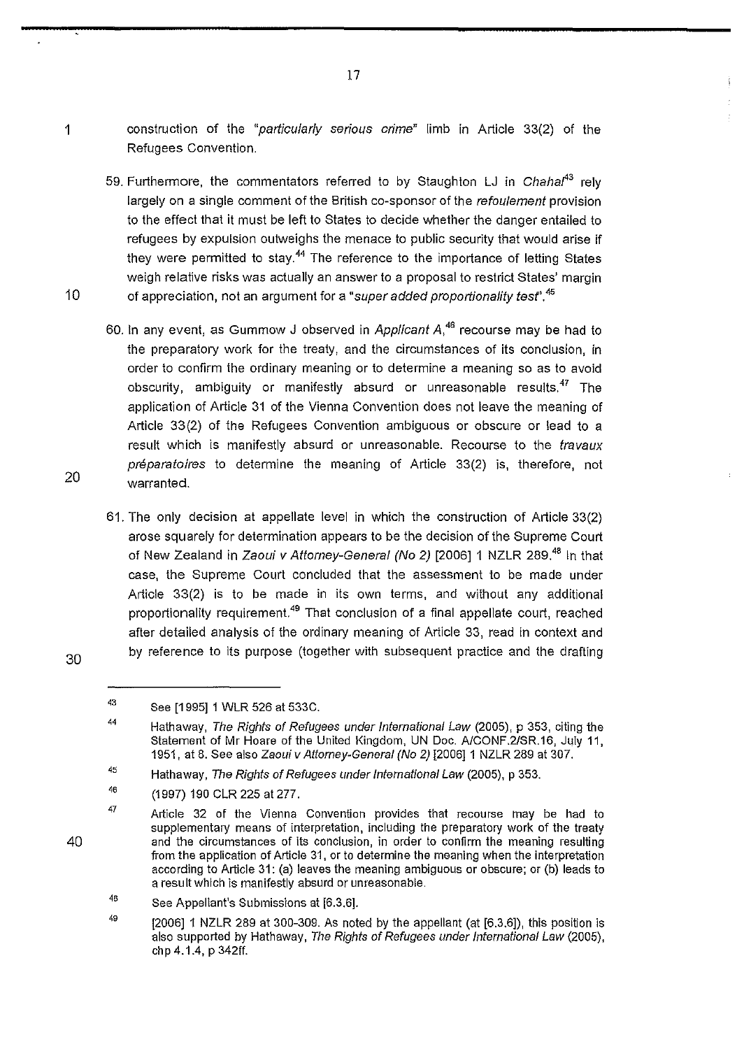construction of the *"particularly serious crime"* limb in Article 33(2) of the Refugees Convention.

59. Furthermore, the commentators referred to by Staughton LJ in *Chahal*[43] rely largely on a single comment of the British co-sponsor of the *refoulement* provision to the effect that it must be left to States to decide whether the danger entailed to refugees by expulsion outweighs the menace to public security that would arise if they were permitted to stay.[44] The reference to the importance of letting States weigh relative risks was actually an answer to a proposal to restrict States' margin of appreciation, not an argument for a *"super added proportionality test"*.[45]

60. In any event, as Gummow J observed in *Applicant A*,[46] recourse may be had to the preparatory work for the treaty, and the circumstances of its conclusion, in order to confirm the ordinary meaning or to determine a meaning so as to avoid obscurity, ambiguity or manifestly absurd or unreasonable results.[47] The application of Article 31 of the Vienna Convention does not leave the meaning of Article 33(2) of the Refugees Convention ambiguous or obscure or lead to a result which is manifestly absurd or unreasonable. Recourse to the *travaux préparatoires* to determine the meaning of Article 33(2) is, therefore, not warranted.

61. The only decision at appellate level in which the construction of Article 33(2) arose squarely for determination appears to be the decision of the Supreme Court of New Zealand in *Zaoui v Attorney-General (No 2)* [2006] 1 NZLR 289.[48] In that case, the Supreme Court concluded that the assessment to be made under Article 33(2) is to be made in its own terms, and without any additional proportionality requirement.[49] That conclusion of a final appellate court, reached after detailed analysis of the ordinary meaning of Article 33, read in context and by reference to its purpose (together with subsequent practice and the drafting

---

[43] See [1995] 1 WLR 526 at 533C.

[44] Hathaway, *The Rights of Refugees under International Law* (2005), p 353, citing the Statement of Mr Hoare of the United Kingdom, UN Doc. A/CONF.2/SR.16, July 11, 1951, at 8. See also *Zaoui v Attorney-General (No 2)* [2006] 1 NZLR 289 at 307.

[45] Hathaway, *The Rights of Refugees under International Law* (2005), p 353.

[46] (1997) 190 CLR 225 at 277.

[47] Article 32 of the Vienna Convention provides that recourse may be had to supplementary means of interpretation, including the preparatory work of the treaty and the circumstances of its conclusion, in order to confirm the meaning resulting from the application of Article 31, or to determine the meaning when the interpretation according to Article 31: (a) leaves the meaning ambiguous or obscure; or (b) leads to a result which is manifestly absurd or unreasonable.

[48] See Appellant's Submissions at [6.3.6].

[49] [2006] 1 NZLR 289 at 300-309. As noted by the appellant (at [6.3.6]), this position is also supported by Hathaway, *The Rights of Refugees under International Law* (2005), chp 4.1.4, p 342ff.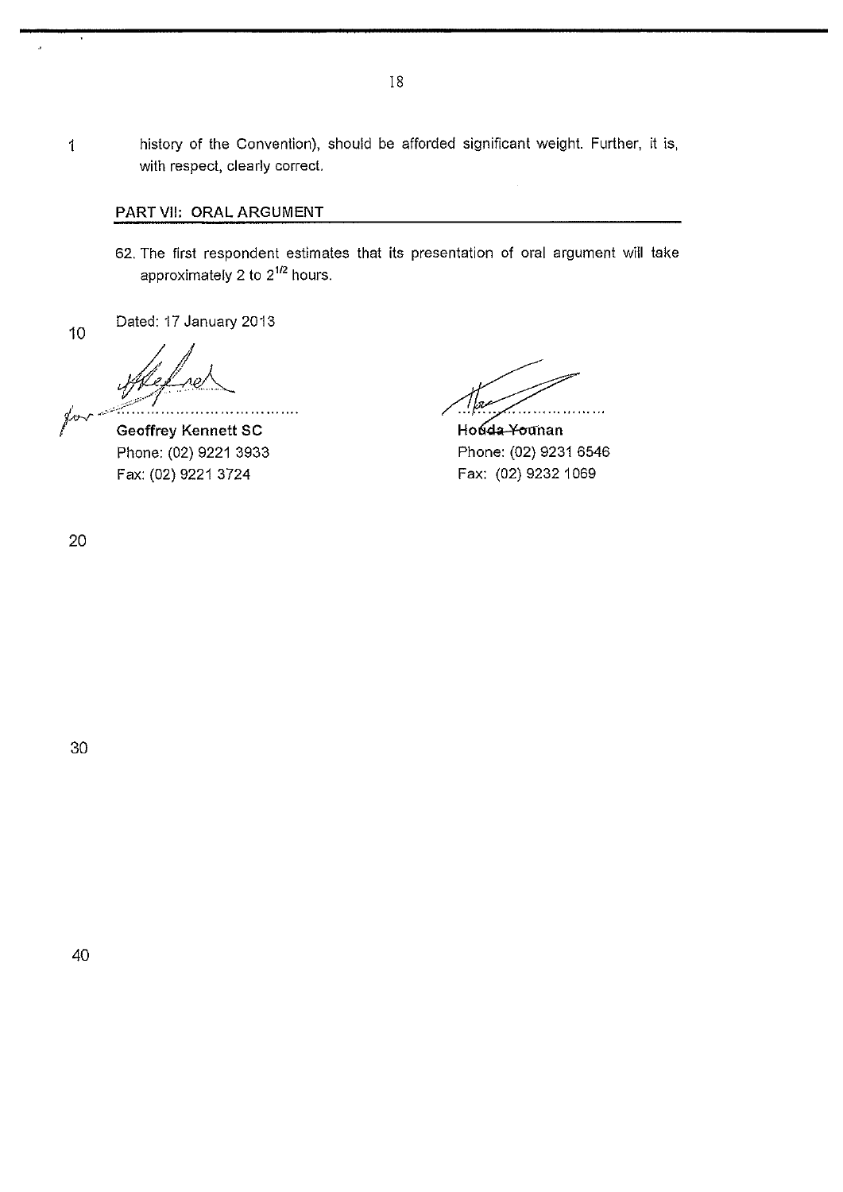history of the Convention), should be afforded significant weight. Further, it is, with respect, clearly correct.

## PART VII: ORAL ARGUMENT

62. The first respondent estimates that its presentation of oral argument will take approximately 2 to $2^{1/2}$ hours.

Dated: 17 January 2013

for ..................................

**Geoffrey Kennett SC**
Phone: (02) 9221 3933
Fax: (02) 9221 3724

..................................

**Houda Younan**
Phone: (02) 9231 6546
Fax: (02) 9232 1069